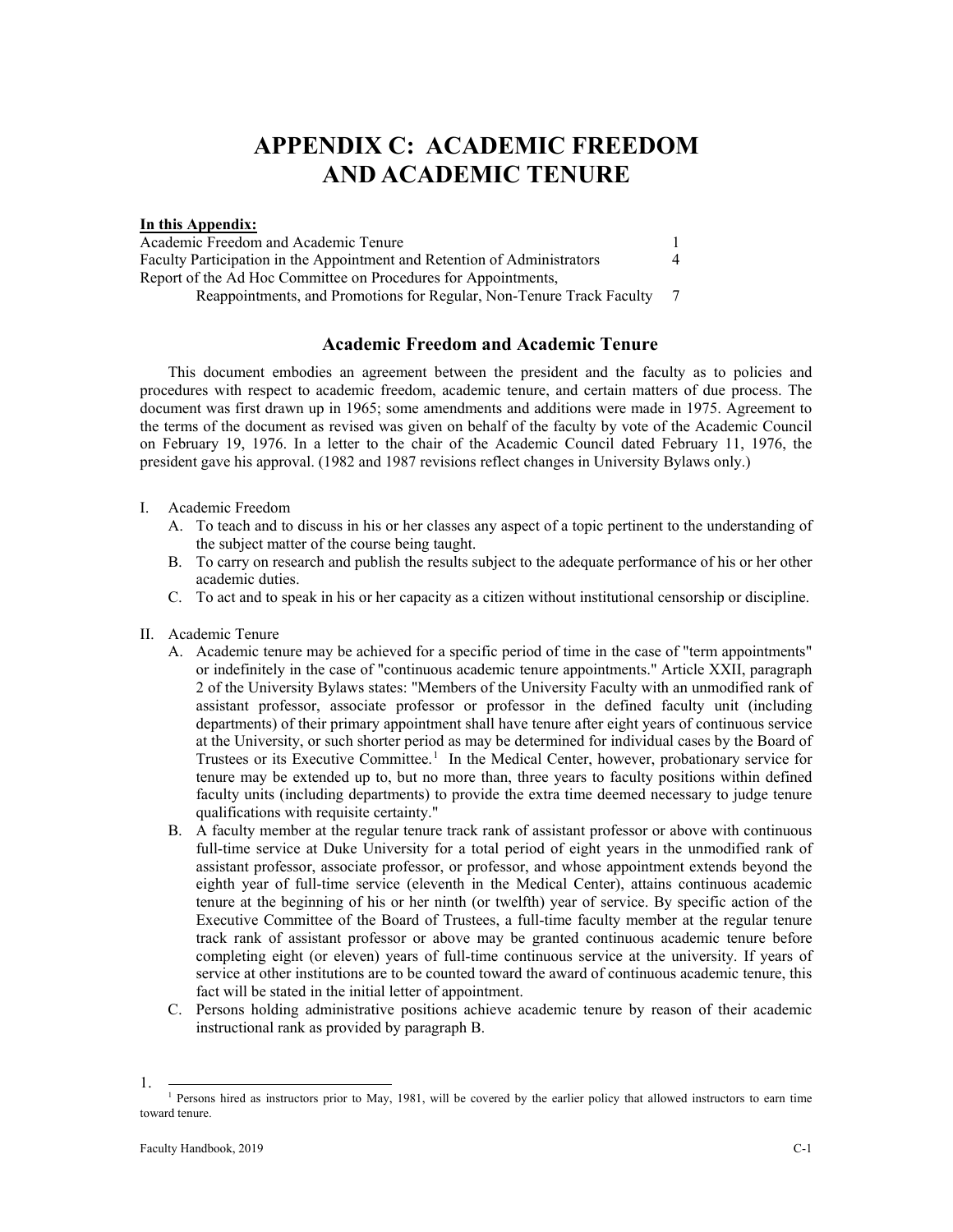# APPENDIX C: ACADEMIC FREEDOM AND ACADEMIC TENURE

**In this Appendix:**

| | |
|---|---|
| Academic Freedom and Academic Tenure | 1 |
| Faculty Participation in the Appointment and Retention of Administrators | 4 |
| Report of the Ad Hoc Committee on Procedures for Appointments, Reappointments, and Promotions for Regular, Non-Tenure Track Faculty | 7 |

## Academic Freedom and Academic Tenure

This document embodies an agreement between the president and the faculty as to policies and procedures with respect to academic freedom, academic tenure, and certain matters of due process. The document was first drawn up in 1965; some amendments and additions were made in 1975. Agreement to the terms of the document as revised was given on behalf of the faculty by vote of the Academic Council on February 19, 1976. In a letter to the chair of the Academic Council dated February 11, 1976, the president gave his approval. (1982 and 1987 revisions reflect changes in University Bylaws only.)

I. Academic Freedom
   A. To teach and to discuss in his or her classes any aspect of a topic pertinent to the understanding of the subject matter of the course being taught.
   B. To carry on research and publish the results subject to the adequate performance of his or her other academic duties.
   C. To act and to speak in his or her capacity as a citizen without institutional censorship or discipline.

II. Academic Tenure
   A. Academic tenure may be achieved for a specific period of time in the case of "term appointments" or indefinitely in the case of "continuous academic tenure appointments." Article XXII, paragraph 2 of the University Bylaws states: "Members of the University Faculty with an unmodified rank of assistant professor, associate professor or professor in the defined faculty unit (including departments) of their primary appointment shall have tenure after eight years of continuous service at the University, or such shorter period as may be determined for individual cases by the Board of Trustees or its Executive Committee.[1] In the Medical Center, however, probationary service for tenure may be extended up to, but no more than, three years to faculty positions within defined faculty units (including departments) to provide the extra time deemed necessary to judge tenure qualifications with requisite certainty."
   B. A faculty member at the regular tenure track rank of assistant professor or above with continuous full-time service at Duke University for a total period of eight years in the unmodified rank of assistant professor, associate professor, or professor, and whose appointment extends beyond the eighth year of full-time service (eleventh in the Medical Center), attains continuous academic tenure at the beginning of his or her ninth (or twelfth) year of service. By specific action of the Executive Committee of the Board of Trustees, a full-time faculty member at the regular tenure track rank of assistant professor or above may be granted continuous academic tenure before completing eight (or eleven) years of full-time continuous service at the university. If years of service at other institutions are to be counted toward the award of continuous academic tenure, this fact will be stated in the initial letter of appointment.
   C. Persons holding administrative positions achieve academic tenure by reason of their academic instructional rank as provided by paragraph B.

---

[1] Persons hired as instructors prior to May, 1981, will be covered by the earlier policy that allowed instructors to earn time toward tenure.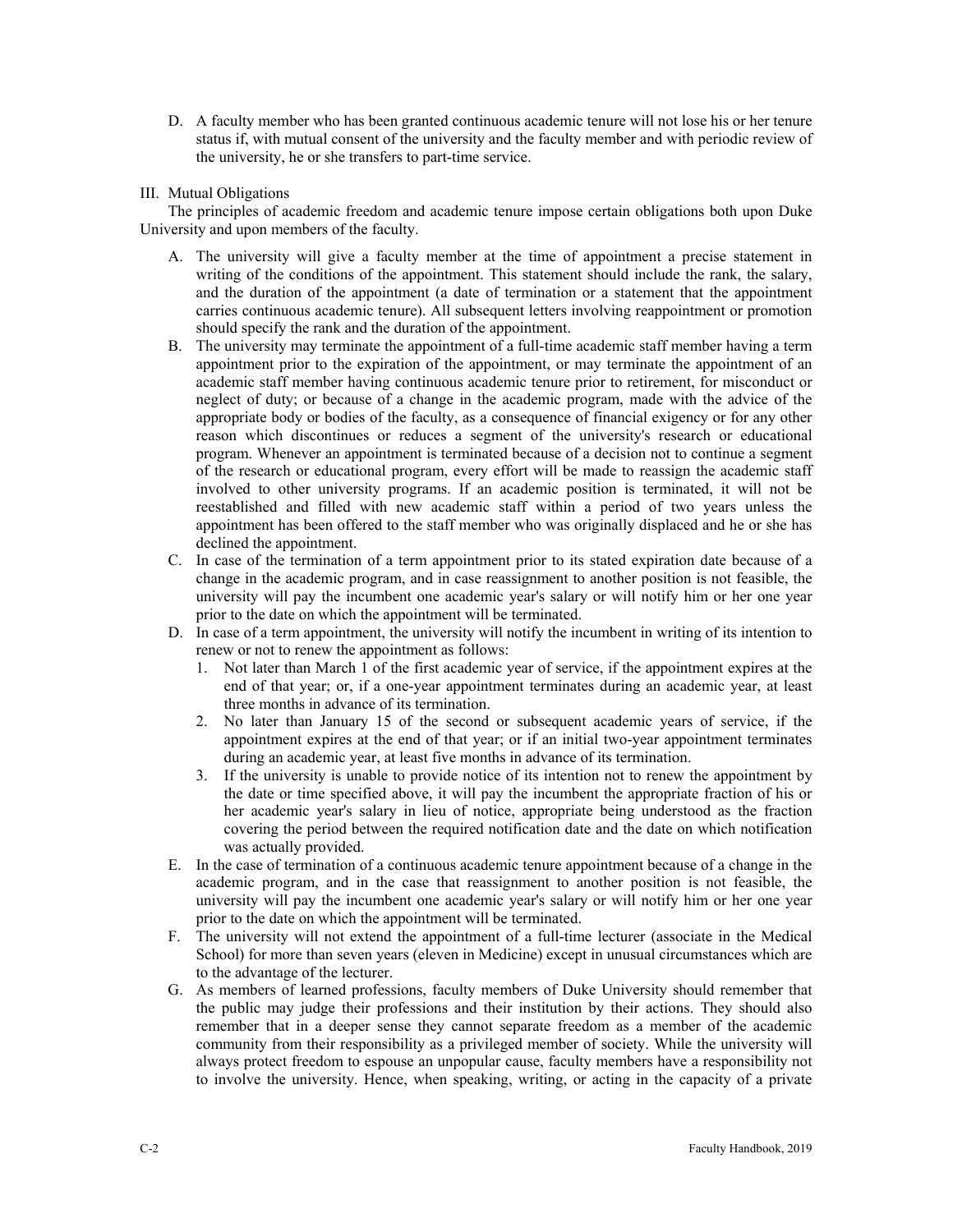D. A faculty member who has been granted continuous academic tenure will not lose his or her tenure status if, with mutual consent of the university and the faculty member and with periodic review of the university, he or she transfers to part-time service.

## III. Mutual Obligations

The principles of academic freedom and academic tenure impose certain obligations both upon Duke University and upon members of the faculty.

A. The university will give a faculty member at the time of appointment a precise statement in writing of the conditions of the appointment. This statement should include the rank, the salary, and the duration of the appointment (a date of termination or a statement that the appointment carries continuous academic tenure). All subsequent letters involving reappointment or promotion should specify the rank and the duration of the appointment.

B. The university may terminate the appointment of a full-time academic staff member having a term appointment prior to the expiration of the appointment, or may terminate the appointment of an academic staff member having continuous academic tenure prior to retirement, for misconduct or neglect of duty; or because of a change in the academic program, made with the advice of the appropriate body or bodies of the faculty, as a consequence of financial exigency or for any other reason which discontinues or reduces a segment of the university's research or educational program. Whenever an appointment is terminated because of a decision not to continue a segment of the research or educational program, every effort will be made to reassign the academic staff involved to other university programs. If an academic position is terminated, it will not be reestablished and filled with new academic staff within a period of two years unless the appointment has been offered to the staff member who was originally displaced and he or she has declined the appointment.

C. In case of the termination of a term appointment prior to its stated expiration date because of a change in the academic program, and in case reassignment to another position is not feasible, the university will pay the incumbent one academic year's salary or will notify him or her one year prior to the date on which the appointment will be terminated.

D. In case of a term appointment, the university will notify the incumbent in writing of its intention to renew or not to renew the appointment as follows:
   1. Not later than March 1 of the first academic year of service, if the appointment expires at the end of that year; or, if a one-year appointment terminates during an academic year, at least three months in advance of its termination.
   2. No later than January 15 of the second or subsequent academic years of service, if the appointment expires at the end of that year; or if an initial two-year appointment terminates during an academic year, at least five months in advance of its termination.
   3. If the university is unable to provide notice of its intention not to renew the appointment by the date or time specified above, it will pay the incumbent the appropriate fraction of his or her academic year's salary in lieu of notice, appropriate being understood as the fraction covering the period between the required notification date and the date on which notification was actually provided.

E. In the case of termination of a continuous academic tenure appointment because of a change in the academic program, and in the case that reassignment to another position is not feasible, the university will pay the incumbent one academic year's salary or will notify him or her one year prior to the date on which the appointment will be terminated.

F. The university will not extend the appointment of a full-time lecturer (associate in the Medical School) for more than seven years (eleven in Medicine) except in unusual circumstances which are to the advantage of the lecturer.

G. As members of learned professions, faculty members of Duke University should remember that the public may judge their professions and their institution by their actions. They should also remember that in a deeper sense they cannot separate freedom as a member of the academic community from their responsibility as a privileged member of society. While the university will always protect freedom to espouse an unpopular cause, faculty members have a responsibility not to involve the university. Hence, when speaking, writing, or acting in the capacity of a private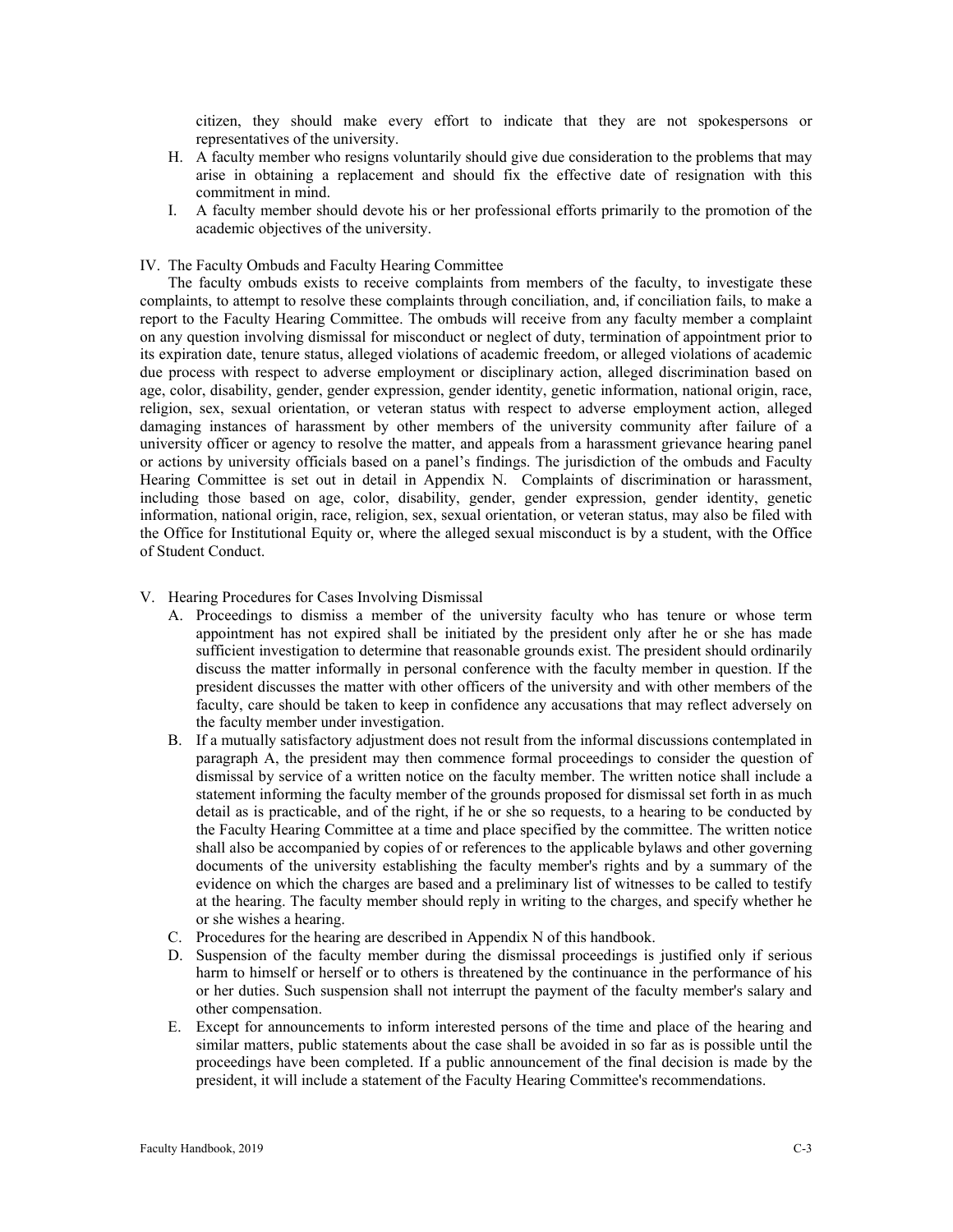citizen, they should make every effort to indicate that they are not spokespersons or representatives of the university.

H. A faculty member who resigns voluntarily should give due consideration to the problems that may arise in obtaining a replacement and should fix the effective date of resignation with this commitment in mind.

I. A faculty member should devote his or her professional efforts primarily to the promotion of the academic objectives of the university.

## IV. The Faculty Ombuds and Faculty Hearing Committee

The faculty ombuds exists to receive complaints from members of the faculty, to investigate these complaints, to attempt to resolve these complaints through conciliation, and, if conciliation fails, to make a report to the Faculty Hearing Committee. The ombuds will receive from any faculty member a complaint on any question involving dismissal for misconduct or neglect of duty, termination of appointment prior to its expiration date, tenure status, alleged violations of academic freedom, or alleged violations of academic due process with respect to adverse employment or disciplinary action, alleged discrimination based on age, color, disability, gender, gender expression, gender identity, genetic information, national origin, race, religion, sex, sexual orientation, or veteran status with respect to adverse employment action, alleged damaging instances of harassment by other members of the university community after failure of a university officer or agency to resolve the matter, and appeals from a harassment grievance hearing panel or actions by university officials based on a panel's findings. The jurisdiction of the ombuds and Faculty Hearing Committee is set out in detail in Appendix N. Complaints of discrimination or harassment, including those based on age, color, disability, gender, gender expression, gender identity, genetic information, national origin, race, religion, sex, sexual orientation, or veteran status, may also be filed with the Office for Institutional Equity or, where the alleged sexual misconduct is by a student, with the Office of Student Conduct.

## V. Hearing Procedures for Cases Involving Dismissal

A. Proceedings to dismiss a member of the university faculty who has tenure or whose term appointment has not expired shall be initiated by the president only after he or she has made sufficient investigation to determine that reasonable grounds exist. The president should ordinarily discuss the matter informally in personal conference with the faculty member in question. If the president discusses the matter with other officers of the university and with other members of the faculty, care should be taken to keep in confidence any accusations that may reflect adversely on the faculty member under investigation.

B. If a mutually satisfactory adjustment does not result from the informal discussions contemplated in paragraph A, the president may then commence formal proceedings to consider the question of dismissal by service of a written notice on the faculty member. The written notice shall include a statement informing the faculty member of the grounds proposed for dismissal set forth in as much detail as is practicable, and of the right, if he or she so requests, to a hearing to be conducted by the Faculty Hearing Committee at a time and place specified by the committee. The written notice shall also be accompanied by copies of or references to the applicable bylaws and other governing documents of the university establishing the faculty member's rights and by a summary of the evidence on which the charges are based and a preliminary list of witnesses to be called to testify at the hearing. The faculty member should reply in writing to the charges, and specify whether he or she wishes a hearing.

C. Procedures for the hearing are described in Appendix N of this handbook.

D. Suspension of the faculty member during the dismissal proceedings is justified only if serious harm to himself or herself or to others is threatened by the continuance in the performance of his or her duties. Such suspension shall not interrupt the payment of the faculty member's salary and other compensation.

E. Except for announcements to inform interested persons of the time and place of the hearing and similar matters, public statements about the case shall be avoided in so far as is possible until the proceedings have been completed. If a public announcement of the final decision is made by the president, it will include a statement of the Faculty Hearing Committee's recommendations.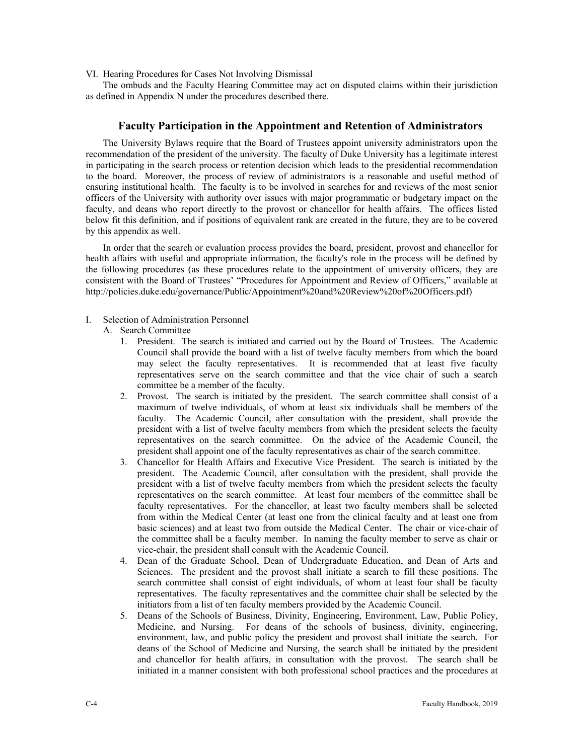VI. Hearing Procedures for Cases Not Involving Dismissal

The ombuds and the Faculty Hearing Committee may act on disputed claims within their jurisdiction as defined in Appendix N under the procedures described there.

## Faculty Participation in the Appointment and Retention of Administrators

The University Bylaws require that the Board of Trustees appoint university administrators upon the recommendation of the president of the university. The faculty of Duke University has a legitimate interest in participating in the search process or retention decision which leads to the presidential recommendation to the board. Moreover, the process of review of administrators is a reasonable and useful method of ensuring institutional health. The faculty is to be involved in searches for and reviews of the most senior officers of the University with authority over issues with major programmatic or budgetary impact on the faculty, and deans who report directly to the provost or chancellor for health affairs. The offices listed below fit this definition, and if positions of equivalent rank are created in the future, they are to be covered by this appendix as well.

In order that the search or evaluation process provides the board, president, provost and chancellor for health affairs with useful and appropriate information, the faculty's role in the process will be defined by the following procedures (as these procedures relate to the appointment of university officers, they are consistent with the Board of Trustees' "Procedures for Appointment and Review of Officers," available at http://policies.duke.edu/governance/Public/Appointment%20and%20Review%20of%20Officers.pdf)

I. Selection of Administration Personnel

A. Search Committee

1. President. The search is initiated and carried out by the Board of Trustees. The Academic Council shall provide the board with a list of twelve faculty members from which the board may select the faculty representatives. It is recommended that at least five faculty representatives serve on the search committee and that the vice chair of such a search committee be a member of the faculty.
2. Provost. The search is initiated by the president. The search committee shall consist of a maximum of twelve individuals, of whom at least six individuals shall be members of the faculty. The Academic Council, after consultation with the president, shall provide the president with a list of twelve faculty members from which the president selects the faculty representatives on the search committee. On the advice of the Academic Council, the president shall appoint one of the faculty representatives as chair of the search committee.
3. Chancellor for Health Affairs and Executive Vice President. The search is initiated by the president. The Academic Council, after consultation with the president, shall provide the president with a list of twelve faculty members from which the president selects the faculty representatives on the search committee. At least four members of the committee shall be faculty representatives. For the chancellor, at least two faculty members shall be selected from within the Medical Center (at least one from the clinical faculty and at least one from basic sciences) and at least two from outside the Medical Center. The chair or vice-chair of the committee shall be a faculty member. In naming the faculty member to serve as chair or vice-chair, the president shall consult with the Academic Council.
4. Dean of the Graduate School, Dean of Undergraduate Education, and Dean of Arts and Sciences. The president and the provost shall initiate a search to fill these positions. The search committee shall consist of eight individuals, of whom at least four shall be faculty representatives. The faculty representatives and the committee chair shall be selected by the initiators from a list of ten faculty members provided by the Academic Council.
5. Deans of the Schools of Business, Divinity, Engineering, Environment, Law, Public Policy, Medicine, and Nursing. For deans of the schools of business, divinity, engineering, environment, law, and public policy the president and provost shall initiate the search. For deans of the School of Medicine and Nursing, the search shall be initiated by the president and chancellor for health affairs, in consultation with the provost. The search shall be initiated in a manner consistent with both professional school practices and the procedures at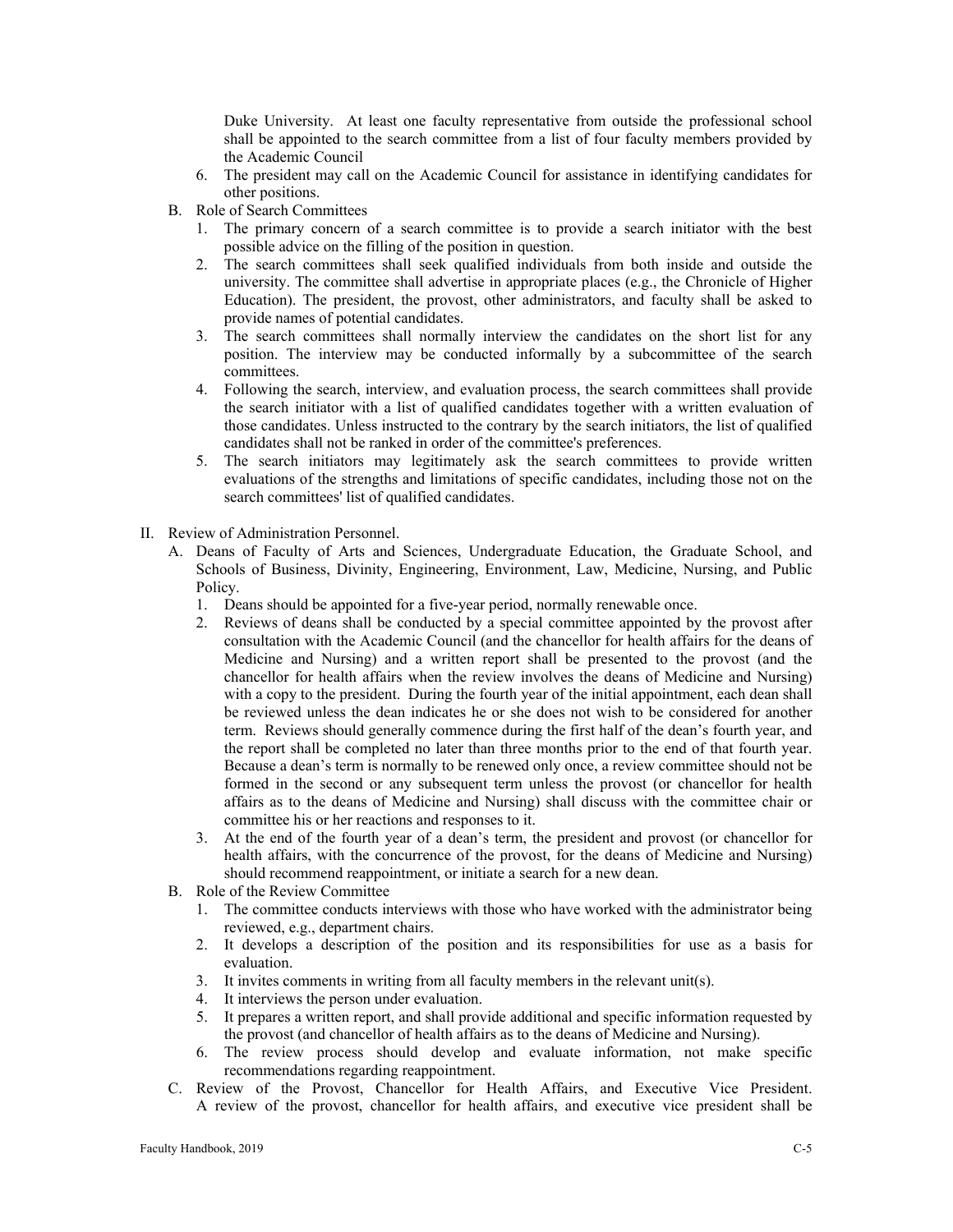Duke University. At least one faculty representative from outside the professional school shall be appointed to the search committee from a list of four faculty members provided by the Academic Council

6. The president may call on the Academic Council for assistance in identifying candidates for other positions.

B. Role of Search Committees

1. The primary concern of a search committee is to provide a search initiator with the best possible advice on the filling of the position in question.
2. The search committees shall seek qualified individuals from both inside and outside the university. The committee shall advertise in appropriate places (e.g., the Chronicle of Higher Education). The president, the provost, other administrators, and faculty shall be asked to provide names of potential candidates.
3. The search committees shall normally interview the candidates on the short list for any position. The interview may be conducted informally by a subcommittee of the search committees.
4. Following the search, interview, and evaluation process, the search committees shall provide the search initiator with a list of qualified candidates together with a written evaluation of those candidates. Unless instructed to the contrary by the search initiators, the list of qualified candidates shall not be ranked in order of the committee's preferences.
5. The search initiators may legitimately ask the search committees to provide written evaluations of the strengths and limitations of specific candidates, including those not on the search committees' list of qualified candidates.

II. Review of Administration Personnel.

A. Deans of Faculty of Arts and Sciences, Undergraduate Education, the Graduate School, and Schools of Business, Divinity, Engineering, Environment, Law, Medicine, Nursing, and Public Policy.

1. Deans should be appointed for a five-year period, normally renewable once.
2. Reviews of deans shall be conducted by a special committee appointed by the provost after consultation with the Academic Council (and the chancellor for health affairs for the deans of Medicine and Nursing) and a written report shall be presented to the provost (and the chancellor for health affairs when the review involves the deans of Medicine and Nursing) with a copy to the president. During the fourth year of the initial appointment, each dean shall be reviewed unless the dean indicates he or she does not wish to be considered for another term. Reviews should generally commence during the first half of the dean's fourth year, and the report shall be completed no later than three months prior to the end of that fourth year. Because a dean's term is normally to be renewed only once, a review committee should not be formed in the second or any subsequent term unless the provost (or chancellor for health affairs as to the deans of Medicine and Nursing) shall discuss with the committee chair or committee his or her reactions and responses to it.
3. At the end of the fourth year of a dean's term, the president and provost (or chancellor for health affairs, with the concurrence of the provost, for the deans of Medicine and Nursing) should recommend reappointment, or initiate a search for a new dean.

B. Role of the Review Committee

1. The committee conducts interviews with those who have worked with the administrator being reviewed, e.g., department chairs.
2. It develops a description of the position and its responsibilities for use as a basis for evaluation.
3. It invites comments in writing from all faculty members in the relevant unit(s).
4. It interviews the person under evaluation.
5. It prepares a written report, and shall provide additional and specific information requested by the provost (and chancellor of health affairs as to the deans of Medicine and Nursing).
6. The review process should develop and evaluate information, not make specific recommendations regarding reappointment.

C. Review of the Provost, Chancellor for Health Affairs, and Executive Vice President. A review of the provost, chancellor for health affairs, and executive vice president shall be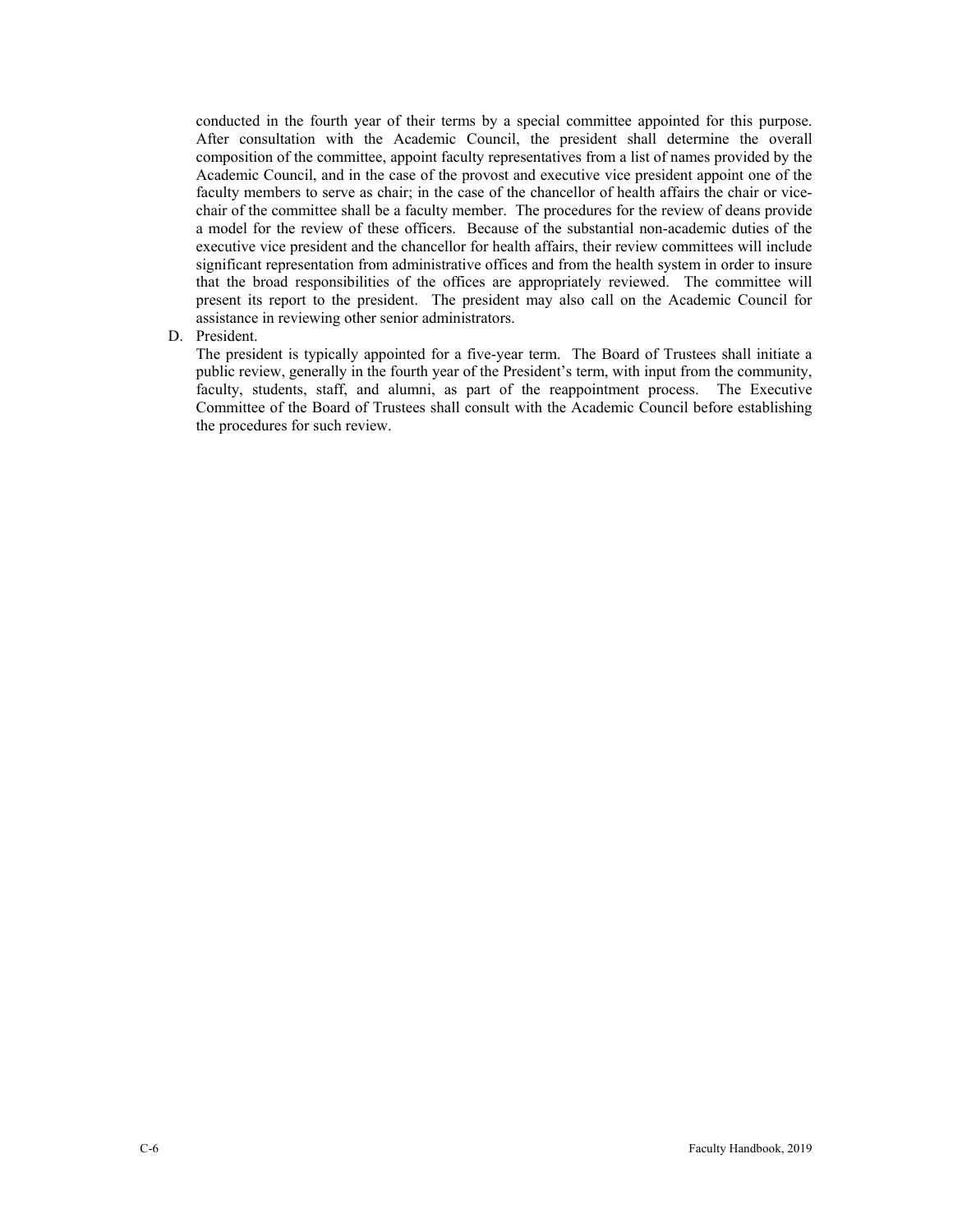conducted in the fourth year of their terms by a special committee appointed for this purpose. After consultation with the Academic Council, the president shall determine the overall composition of the committee, appoint faculty representatives from a list of names provided by the Academic Council, and in the case of the provost and executive vice president appoint one of the faculty members to serve as chair; in the case of the chancellor of health affairs the chair or vice-chair of the committee shall be a faculty member. The procedures for the review of deans provide a model for the review of these officers. Because of the substantial non-academic duties of the executive vice president and the chancellor for health affairs, their review committees will include significant representation from administrative offices and from the health system in order to insure that the broad responsibilities of the offices are appropriately reviewed. The committee will present its report to the president. The president may also call on the Academic Council for assistance in reviewing other senior administrators.

D. President.

The president is typically appointed for a five-year term. The Board of Trustees shall initiate a public review, generally in the fourth year of the President's term, with input from the community, faculty, students, staff, and alumni, as part of the reappointment process. The Executive Committee of the Board of Trustees shall consult with the Academic Council before establishing the procedures for such review.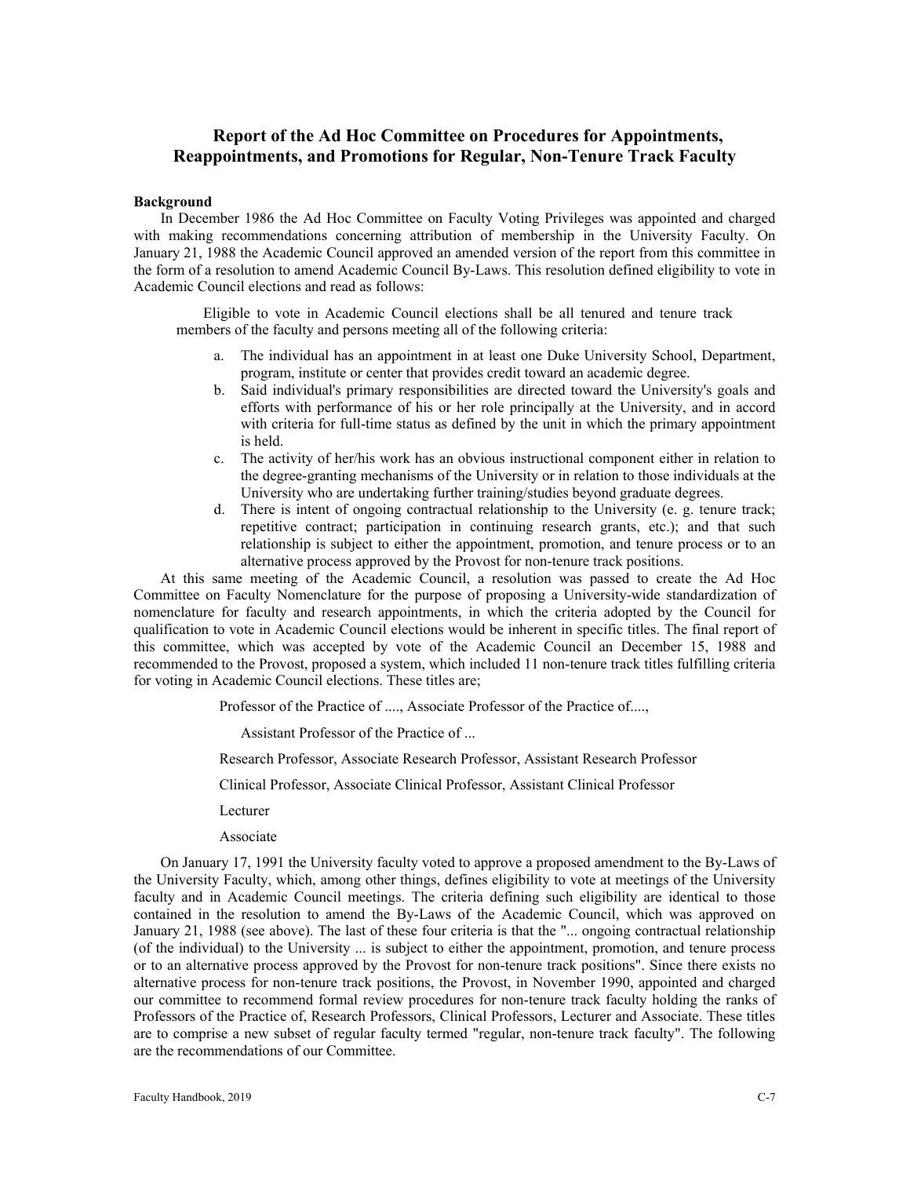## Report of the Ad Hoc Committee on Procedures for Appointments, Reappointments, and Promotions for Regular, Non-Tenure Track Faculty

**Background**

In December 1986 the Ad Hoc Committee on Faculty Voting Privileges was appointed and charged with making recommendations concerning attribution of membership in the University Faculty. On January 21, 1988 the Academic Council approved an amended version of the report from this committee in the form of a resolution to amend Academic Council By-Laws. This resolution defined eligibility to vote in Academic Council elections and read as follows:

> Eligible to vote in Academic Council elections shall be all tenured and tenure track members of the faculty and persons meeting all of the following criteria:
>
> a. The individual has an appointment in at least one Duke University School, Department, program, institute or center that provides credit toward an academic degree.
> b. Said individual's primary responsibilities are directed toward the University's goals and efforts with performance of his or her role principally at the University, and in accord with criteria for full-time status as defined by the unit in which the primary appointment is held.
> c. The activity of her/his work has an obvious instructional component either in relation to the degree-granting mechanisms of the University or in relation to those individuals at the University who are undertaking further training/studies beyond graduate degrees.
> d. There is intent of ongoing contractual relationship to the University (e. g. tenure track; repetitive contract; participation in continuing research grants, etc.); and that such relationship is subject to either the appointment, promotion, and tenure process or to an alternative process approved by the Provost for non-tenure track positions.

At this same meeting of the Academic Council, a resolution was passed to create the Ad Hoc Committee on Faculty Nomenclature for the purpose of proposing a University-wide standardization of nomenclature for faculty and research appointments, in which the criteria adopted by the Council for qualification to vote in Academic Council elections would be inherent in specific titles. The final report of this committee, which was accepted by vote of the Academic Council an December 15, 1988 and recommended to the Provost, proposed a system, which included 11 non-tenure track titles fulfilling criteria for voting in Academic Council elections. These titles are;

> Professor of the Practice of ...., Associate Professor of the Practice of....,
>
> Assistant Professor of the Practice of ...
>
> Research Professor, Associate Research Professor, Assistant Research Professor
>
> Clinical Professor, Associate Clinical Professor, Assistant Clinical Professor
>
> Lecturer
>
> Associate

On January 17, 1991 the University faculty voted to approve a proposed amendment to the By-Laws of the University Faculty, which, among other things, defines eligibility to vote at meetings of the University faculty and in Academic Council meetings. The criteria defining such eligibility are identical to those contained in the resolution to amend the By-Laws of the Academic Council, which was approved on January 21, 1988 (see above). The last of these four criteria is that the "... ongoing contractual relationship (of the individual) to the University ... is subject to either the appointment, promotion, and tenure process or to an alternative process approved by the Provost for non-tenure track positions". Since there exists no alternative process for non-tenure track positions, the Provost, in November 1990, appointed and charged our committee to recommend formal review procedures for non-tenure track faculty holding the ranks of Professors of the Practice of, Research Professors, Clinical Professors, Lecturer and Associate. These titles are to comprise a new subset of regular faculty termed "regular, non-tenure track faculty". The following are the recommendations of our Committee.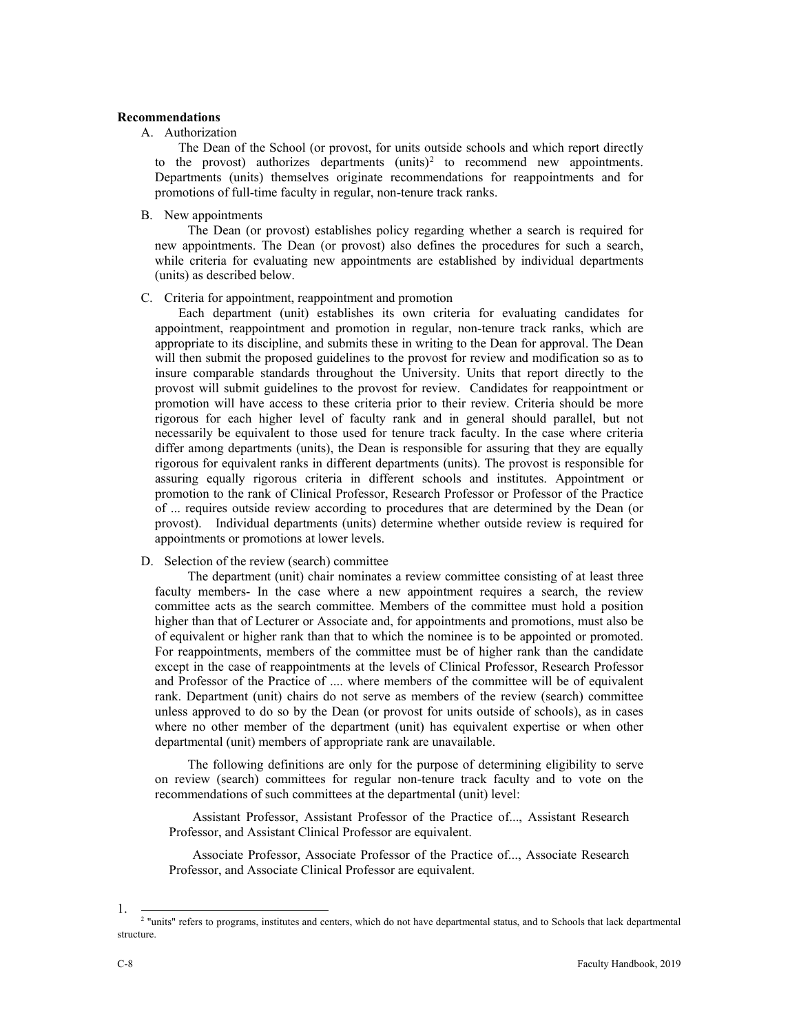**Recommendations**

A. Authorization

The Dean of the School (or provost, for units outside schools and which report directly to the provost) authorizes departments (units)[2] to recommend new appointments. Departments (units) themselves originate recommendations for reappointments and for promotions of full-time faculty in regular, non-tenure track ranks.

B. New appointments

The Dean (or provost) establishes policy regarding whether a search is required for new appointments. The Dean (or provost) also defines the procedures for such a search, while criteria for evaluating new appointments are established by individual departments (units) as described below.

C. Criteria for appointment, reappointment and promotion

Each department (unit) establishes its own criteria for evaluating candidates for appointment, reappointment and promotion in regular, non-tenure track ranks, which are appropriate to its discipline, and submits these in writing to the Dean for approval. The Dean will then submit the proposed guidelines to the provost for review and modification so as to insure comparable standards throughout the University. Units that report directly to the provost will submit guidelines to the provost for review. Candidates for reappointment or promotion will have access to these criteria prior to their review. Criteria should be more rigorous for each higher level of faculty rank and in general should parallel, but not necessarily be equivalent to those used for tenure track faculty. In the case where criteria differ among departments (units), the Dean is responsible for assuring that they are equally rigorous for equivalent ranks in different departments (units). The provost is responsible for assuring equally rigorous criteria in different schools and institutes. Appointment or promotion to the rank of Clinical Professor, Research Professor or Professor of the Practice of ... requires outside review according to procedures that are determined by the Dean (or provost). Individual departments (units) determine whether outside review is required for appointments or promotions at lower levels.

D. Selection of the review (search) committee

The department (unit) chair nominates a review committee consisting of at least three faculty members- In the case where a new appointment requires a search, the review committee acts as the search committee. Members of the committee must hold a position higher than that of Lecturer or Associate and, for appointments and promotions, must also be of equivalent or higher rank than that to which the nominee is to be appointed or promoted. For reappointments, members of the committee must be of higher rank than the candidate except in the case of reappointments at the levels of Clinical Professor, Research Professor and Professor of the Practice of .... where members of the committee will be of equivalent rank. Department (unit) chairs do not serve as members of the review (search) committee unless approved to do so by the Dean (or provost for units outside of schools), as in cases where no other member of the department (unit) has equivalent expertise or when other departmental (unit) members of appropriate rank are unavailable.

The following definitions are only for the purpose of determining eligibility to serve on review (search) committees for regular non-tenure track faculty and to vote on the recommendations of such committees at the departmental (unit) level:

Assistant Professor, Assistant Professor of the Practice of..., Assistant Research Professor, and Assistant Clinical Professor are equivalent.

Associate Professor, Associate Professor of the Practice of..., Associate Research Professor, and Associate Clinical Professor are equivalent.

---

[2] "units" refers to programs, institutes and centers, which do not have departmental status, and to Schools that lack departmental structure.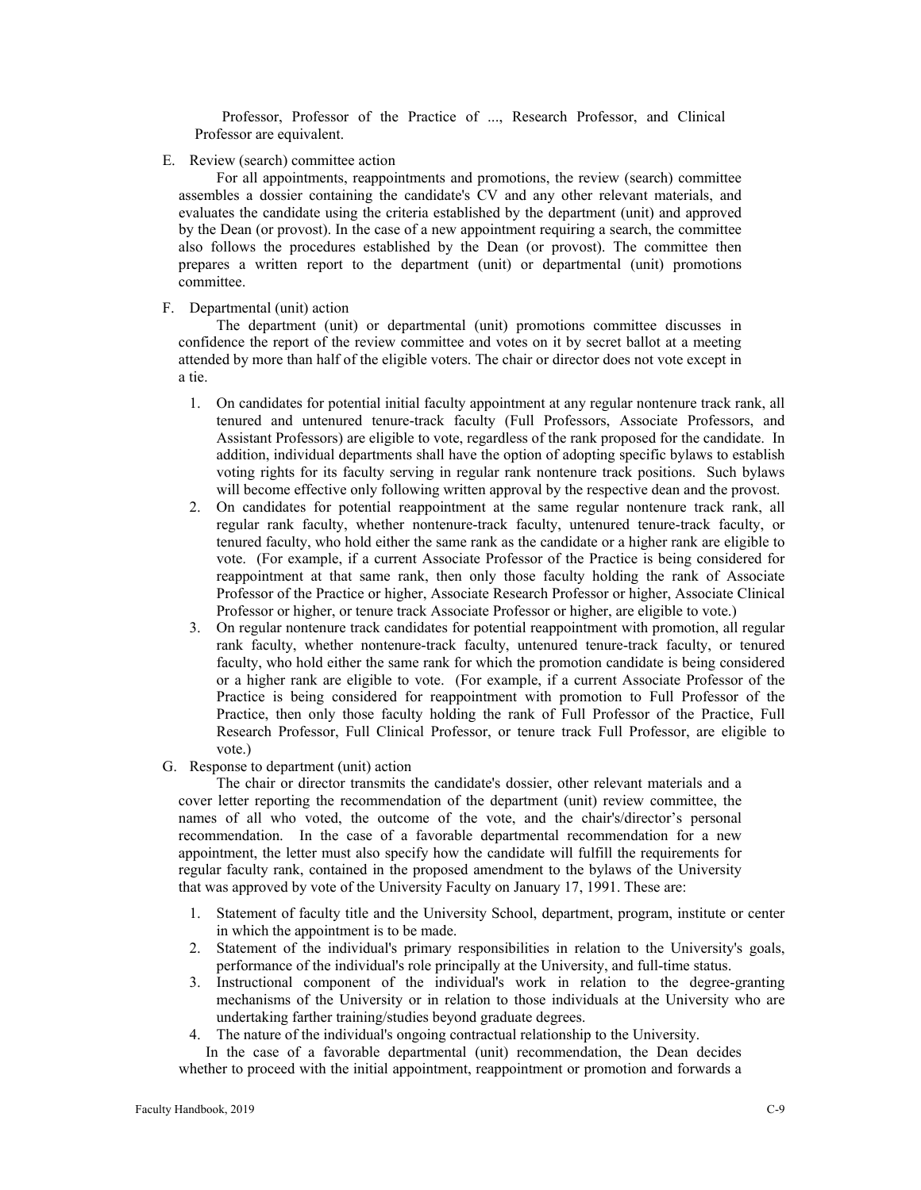Professor, Professor of the Practice of ..., Research Professor, and Clinical Professor are equivalent.

E. Review (search) committee action

For all appointments, reappointments and promotions, the review (search) committee assembles a dossier containing the candidate's CV and any other relevant materials, and evaluates the candidate using the criteria established by the department (unit) and approved by the Dean (or provost). In the case of a new appointment requiring a search, the committee also follows the procedures established by the Dean (or provost). The committee then prepares a written report to the department (unit) or departmental (unit) promotions committee.

F. Departmental (unit) action

The department (unit) or departmental (unit) promotions committee discusses in confidence the report of the review committee and votes on it by secret ballot at a meeting attended by more than half of the eligible voters. The chair or director does not vote except in a tie.

1. On candidates for potential initial faculty appointment at any regular nontenure track rank, all tenured and untenured tenure-track faculty (Full Professors, Associate Professors, and Assistant Professors) are eligible to vote, regardless of the rank proposed for the candidate. In addition, individual departments shall have the option of adopting specific bylaws to establish voting rights for its faculty serving in regular rank nontenure track positions. Such bylaws will become effective only following written approval by the respective dean and the provost.
2. On candidates for potential reappointment at the same regular nontenure track rank, all regular rank faculty, whether nontenure-track faculty, untenured tenure-track faculty, or tenured faculty, who hold either the same rank as the candidate or a higher rank are eligible to vote. (For example, if a current Associate Professor of the Practice is being considered for reappointment at that same rank, then only those faculty holding the rank of Associate Professor of the Practice or higher, Associate Research Professor or higher, Associate Clinical Professor or higher, or tenure track Associate Professor or higher, are eligible to vote.)
3. On regular nontenure track candidates for potential reappointment with promotion, all regular rank faculty, whether nontenure-track faculty, untenured tenure-track faculty, or tenured faculty, who hold either the same rank for which the promotion candidate is being considered or a higher rank are eligible to vote. (For example, if a current Associate Professor of the Practice is being considered for reappointment with promotion to Full Professor of the Practice, then only those faculty holding the rank of Full Professor of the Practice, Full Research Professor, Full Clinical Professor, or tenure track Full Professor, are eligible to vote.)

G. Response to department (unit) action

The chair or director transmits the candidate's dossier, other relevant materials and a cover letter reporting the recommendation of the department (unit) review committee, the names of all who voted, the outcome of the vote, and the chair's/director's personal recommendation. In the case of a favorable departmental recommendation for a new appointment, the letter must also specify how the candidate will fulfill the requirements for regular faculty rank, contained in the proposed amendment to the bylaws of the University that was approved by vote of the University Faculty on January 17, 1991. These are:

1. Statement of faculty title and the University School, department, program, institute or center in which the appointment is to be made.
2. Statement of the individual's primary responsibilities in relation to the University's goals, performance of the individual's role principally at the University, and full-time status.
3. Instructional component of the individual's work in relation to the degree-granting mechanisms of the University or in relation to those individuals at the University who are undertaking farther training/studies beyond graduate degrees.
4. The nature of the individual's ongoing contractual relationship to the University.

In the case of a favorable departmental (unit) recommendation, the Dean decides whether to proceed with the initial appointment, reappointment or promotion and forwards a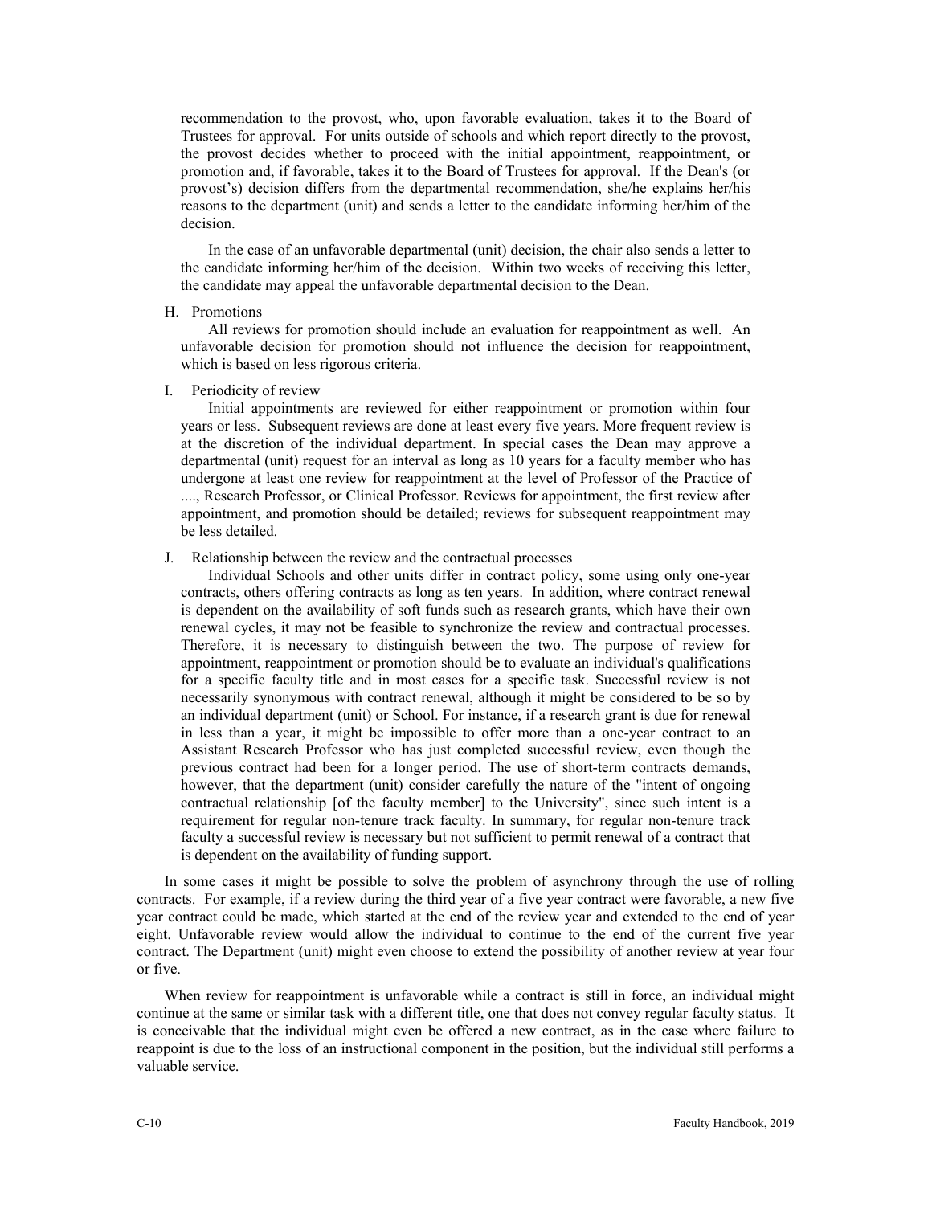recommendation to the provost, who, upon favorable evaluation, takes it to the Board of Trustees for approval. For units outside of schools and which report directly to the provost, the provost decides whether to proceed with the initial appointment, reappointment, or promotion and, if favorable, takes it to the Board of Trustees for approval. If the Dean's (or provost's) decision differs from the departmental recommendation, she/he explains her/his reasons to the department (unit) and sends a letter to the candidate informing her/him of the decision.

In the case of an unfavorable departmental (unit) decision, the chair also sends a letter to the candidate informing her/him of the decision. Within two weeks of receiving this letter, the candidate may appeal the unfavorable departmental decision to the Dean.

H. Promotions

All reviews for promotion should include an evaluation for reappointment as well. An unfavorable decision for promotion should not influence the decision for reappointment, which is based on less rigorous criteria.

I. Periodicity of review

Initial appointments are reviewed for either reappointment or promotion within four years or less. Subsequent reviews are done at least every five years. More frequent review is at the discretion of the individual department. In special cases the Dean may approve a departmental (unit) request for an interval as long as 10 years for a faculty member who has undergone at least one review for reappointment at the level of Professor of the Practice of ...., Research Professor, or Clinical Professor. Reviews for appointment, the first review after appointment, and promotion should be detailed; reviews for subsequent reappointment may be less detailed.

J. Relationship between the review and the contractual processes

Individual Schools and other units differ in contract policy, some using only one-year contracts, others offering contracts as long as ten years. In addition, where contract renewal is dependent on the availability of soft funds such as research grants, which have their own renewal cycles, it may not be feasible to synchronize the review and contractual processes. Therefore, it is necessary to distinguish between the two. The purpose of review for appointment, reappointment or promotion should be to evaluate an individual's qualifications for a specific faculty title and in most cases for a specific task. Successful review is not necessarily synonymous with contract renewal, although it might be considered to be so by an individual department (unit) or School. For instance, if a research grant is due for renewal in less than a year, it might be impossible to offer more than a one-year contract to an Assistant Research Professor who has just completed successful review, even though the previous contract had been for a longer period. The use of short-term contracts demands, however, that the department (unit) consider carefully the nature of the "intent of ongoing contractual relationship [of the faculty member] to the University", since such intent is a requirement for regular non-tenure track faculty. In summary, for regular non-tenure track faculty a successful review is necessary but not sufficient to permit renewal of a contract that is dependent on the availability of funding support.

In some cases it might be possible to solve the problem of asynchrony through the use of rolling contracts. For example, if a review during the third year of a five year contract were favorable, a new five year contract could be made, which started at the end of the review year and extended to the end of year eight. Unfavorable review would allow the individual to continue to the end of the current five year contract. The Department (unit) might even choose to extend the possibility of another review at year four or five.

When review for reappointment is unfavorable while a contract is still in force, an individual might continue at the same or similar task with a different title, one that does not convey regular faculty status. It is conceivable that the individual might even be offered a new contract, as in the case where failure to reappoint is due to the loss of an instructional component in the position, but the individual still performs a valuable service.